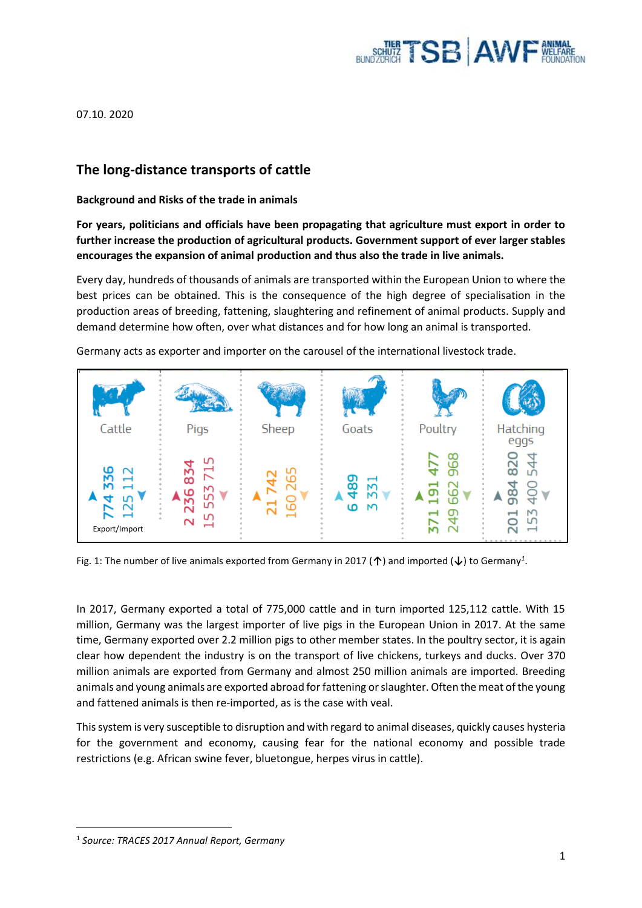07.10. 2020

## The long-distance transports of cattle

**Background and Risks of the trade in animals**

**For years, politicians and officials have been propagating that agriculture must export in order to further increase the production of agricultural products. Government support of ever larger stables encourages the expansion of animal production and thus also the trade in live animals.**

Every day, hundreds of thousands of animals are transported within the European Union to where the best prices can be obtained. This is the consequence of the high degree of specialisation in the production areas of breeding, fattening, slaughtering and refinement of animal products. Supply and demand determine how often, over what distances and for how long an animal is transported.

Germany acts as exporter and importer on the carousel of the international livestock trade.

| | Cattle | Pigs | Sheep | Goats | Poultry | Hatching eggs |
|---|---|---|---|---|---|---|
| Export ▲ | 774 336 | 2 236 834 | 21 742 | 6 489 | 371 191 477 | 201 984 820 |
| Import ▼ | 125 112 | 15 553 715 | 160 265 | 3 331 | 249 662 968 | 153 400 544 |

Export/Import

Fig. 1: The number of live animals exported from Germany in 2017 (↑) and imported (↓) to Germany[1].

In 2017, Germany exported a total of 775,000 cattle and in turn imported 125,112 cattle. With 15 million, Germany was the largest importer of live pigs in the European Union in 2017. At the same time, Germany exported over 2.2 million pigs to other member states. In the poultry sector, it is again clear how dependent the industry is on the transport of live chickens, turkeys and ducks. Over 370 million animals are exported from Germany and almost 250 million animals are imported. Breeding animals and young animals are exported abroad for fattening or slaughter. Often the meat of the young and fattened animals is then re-imported, as is the case with veal.

This system is very susceptible to disruption and with regard to animal diseases, quickly causes hysteria for the government and economy, causing fear for the national economy and possible trade restrictions (e.g. African swine fever, bluetongue, herpes virus in cattle).

[1] *Source: TRACES 2017 Annual Report, Germany*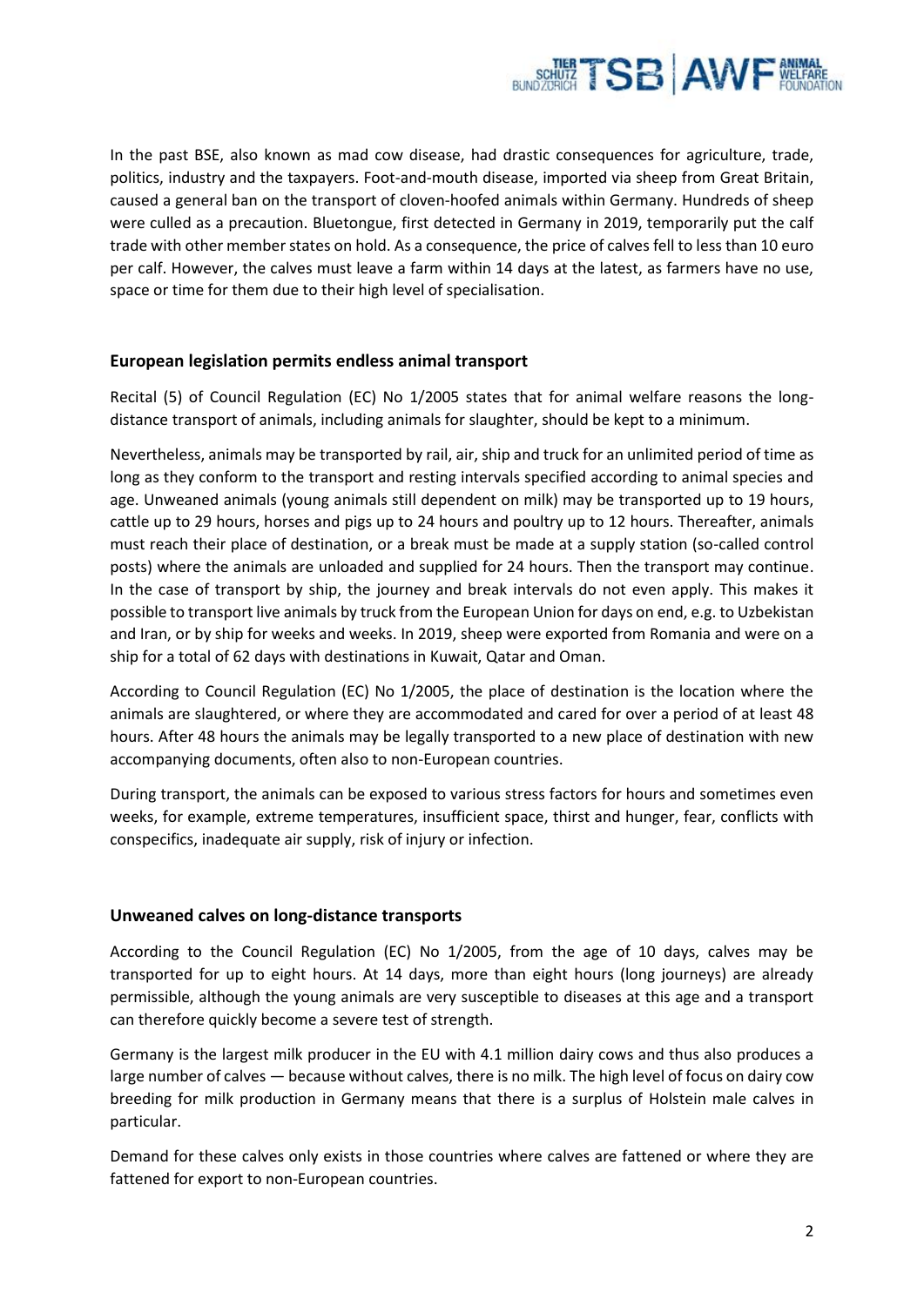In the past BSE, also known as mad cow disease, had drastic consequences for agriculture, trade, politics, industry and the taxpayers. Foot-and-mouth disease, imported via sheep from Great Britain, caused a general ban on the transport of cloven-hoofed animals within Germany. Hundreds of sheep were culled as a precaution. Bluetongue, first detected in Germany in 2019, temporarily put the calf trade with other member states on hold. As a consequence, the price of calves fell to less than 10 euro per calf. However, the calves must leave a farm within 14 days at the latest, as farmers have no use, space or time for them due to their high level of specialisation.

## European legislation permits endless animal transport

Recital (5) of Council Regulation (EC) No 1/2005 states that for animal welfare reasons the long-distance transport of animals, including animals for slaughter, should be kept to a minimum.

Nevertheless, animals may be transported by rail, air, ship and truck for an unlimited period of time as long as they conform to the transport and resting intervals specified according to animal species and age. Unweaned animals (young animals still dependent on milk) may be transported up to 19 hours, cattle up to 29 hours, horses and pigs up to 24 hours and poultry up to 12 hours. Thereafter, animals must reach their place of destination, or a break must be made at a supply station (so-called control posts) where the animals are unloaded and supplied for 24 hours. Then the transport may continue. In the case of transport by ship, the journey and break intervals do not even apply. This makes it possible to transport live animals by truck from the European Union for days on end, e.g. to Uzbekistan and Iran, or by ship for weeks and weeks. In 2019, sheep were exported from Romania and were on a ship for a total of 62 days with destinations in Kuwait, Qatar and Oman.

According to Council Regulation (EC) No 1/2005, the place of destination is the location where the animals are slaughtered, or where they are accommodated and cared for over a period of at least 48 hours. After 48 hours the animals may be legally transported to a new place of destination with new accompanying documents, often also to non-European countries.

During transport, the animals can be exposed to various stress factors for hours and sometimes even weeks, for example, extreme temperatures, insufficient space, thirst and hunger, fear, conflicts with conspecifics, inadequate air supply, risk of injury or infection.

## Unweaned calves on long-distance transports

According to the Council Regulation (EC) No 1/2005, from the age of 10 days, calves may be transported for up to eight hours. At 14 days, more than eight hours (long journeys) are already permissible, although the young animals are very susceptible to diseases at this age and a transport can therefore quickly become a severe test of strength.

Germany is the largest milk producer in the EU with 4.1 million dairy cows and thus also produces a large number of calves — because without calves, there is no milk. The high level of focus on dairy cow breeding for milk production in Germany means that there is a surplus of Holstein male calves in particular.

Demand for these calves only exists in those countries where calves are fattened or where they are fattened for export to non-European countries.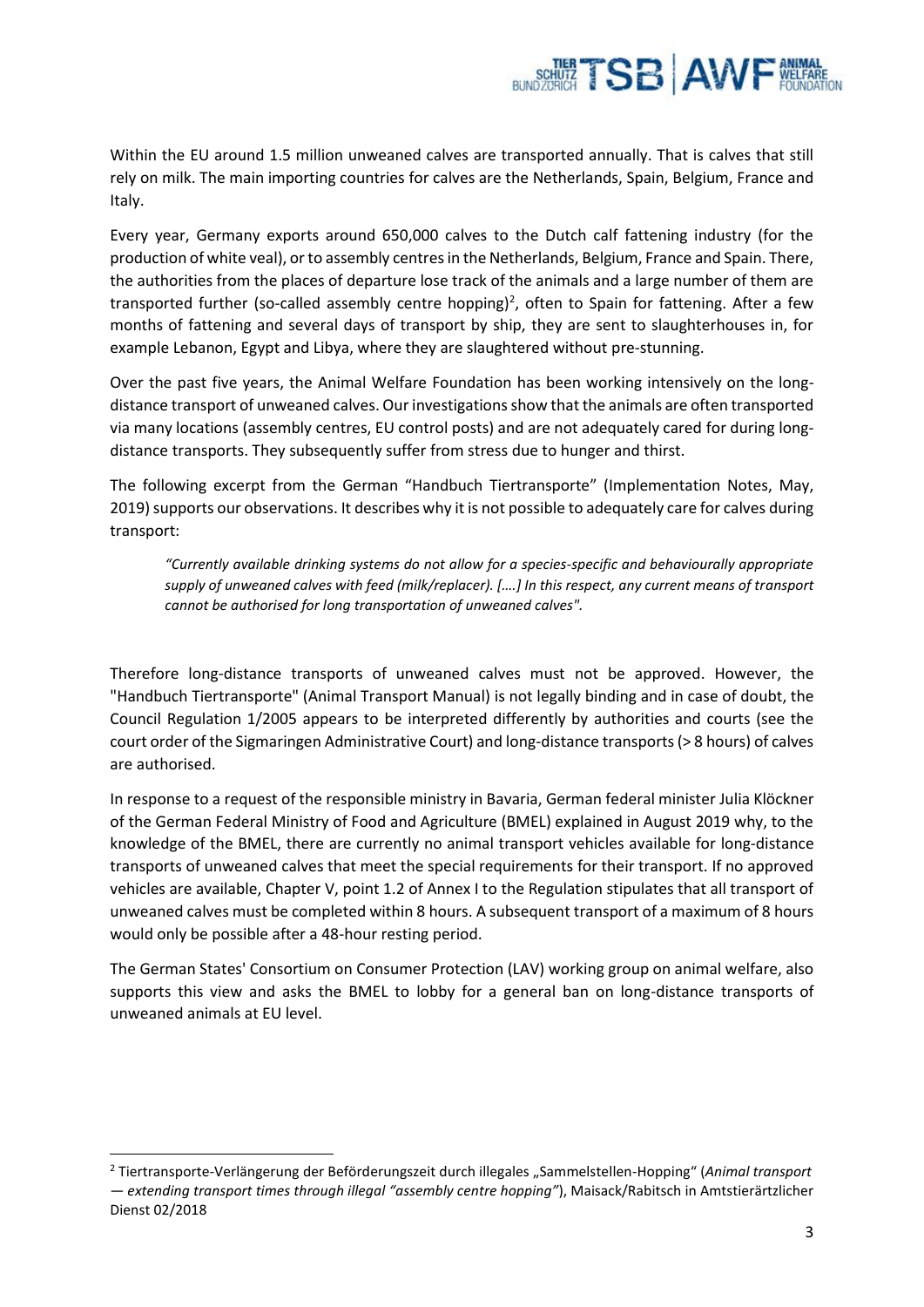Within the EU around 1.5 million unweaned calves are transported annually. That is calves that still rely on milk. The main importing countries for calves are the Netherlands, Spain, Belgium, France and Italy.

Every year, Germany exports around 650,000 calves to the Dutch calf fattening industry (for the production of white veal), or to assembly centres in the Netherlands, Belgium, France and Spain. There, the authorities from the places of departure lose track of the animals and a large number of them are transported further (so-called assembly centre hopping)[2], often to Spain for fattening. After a few months of fattening and several days of transport by ship, they are sent to slaughterhouses in, for example Lebanon, Egypt and Libya, where they are slaughtered without pre-stunning.

Over the past five years, the Animal Welfare Foundation has been working intensively on the long-distance transport of unweaned calves. Our investigations show that the animals are often transported via many locations (assembly centres, EU control posts) and are not adequately cared for during long-distance transports. They subsequently suffer from stress due to hunger and thirst.

The following excerpt from the German "Handbuch Tiertransporte" (Implementation Notes, May, 2019) supports our observations. It describes why it is not possible to adequately care for calves during transport:

> *"Currently available drinking systems do not allow for a species-specific and behaviourally appropriate supply of unweaned calves with feed (milk/replacer). [….] In this respect, any current means of transport cannot be authorised for long transportation of unweaned calves".*

Therefore long-distance transports of unweaned calves must not be approved. However, the "Handbuch Tiertransporte" (Animal Transport Manual) is not legally binding and in case of doubt, the Council Regulation 1/2005 appears to be interpreted differently by authorities and courts (see the court order of the Sigmaringen Administrative Court) and long-distance transports (> 8 hours) of calves are authorised.

In response to a request of the responsible ministry in Bavaria, German federal minister Julia Klöckner of the German Federal Ministry of Food and Agriculture (BMEL) explained in August 2019 why, to the knowledge of the BMEL, there are currently no animal transport vehicles available for long-distance transports of unweaned calves that meet the special requirements for their transport. If no approved vehicles are available, Chapter V, point 1.2 of Annex I to the Regulation stipulates that all transport of unweaned calves must be completed within 8 hours. A subsequent transport of a maximum of 8 hours would only be possible after a 48-hour resting period.

The German States' Consortium on Consumer Protection (LAV) working group on animal welfare, also supports this view and asks the BMEL to lobby for a general ban on long-distance transports of unweaned animals at EU level.

---

[2] Tiertransporte-Verlängerung der Beförderungszeit durch illegales „Sammelstellen-Hopping" (*Animal transport — extending transport times through illegal "assembly centre hopping"*), Maisack/Rabitsch in Amtstierärztlicher Dienst 02/2018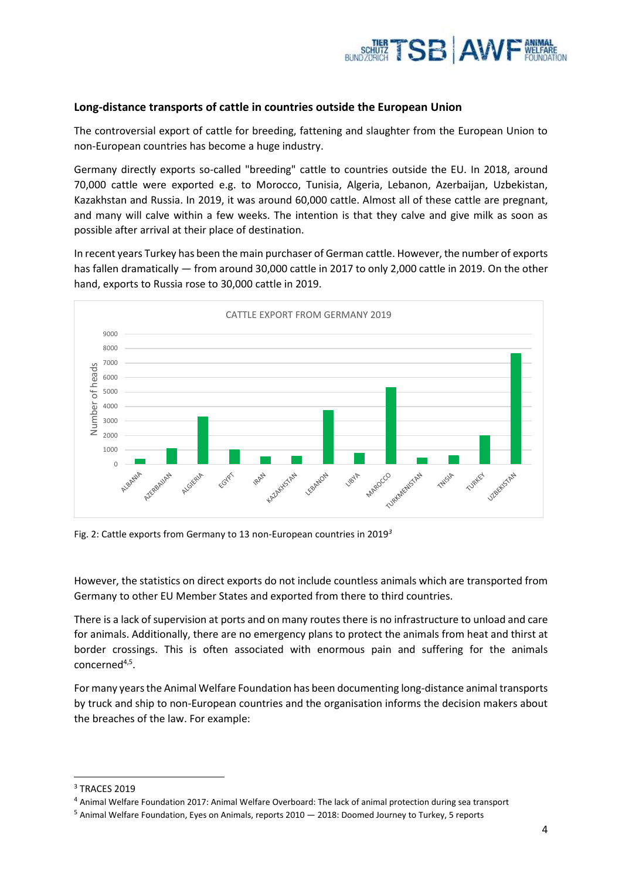## Long-distance transports of cattle in countries outside the European Union

The controversial export of cattle for breeding, fattening and slaughter from the European Union to non-European countries has become a huge industry.

Germany directly exports so-called "breeding" cattle to countries outside the EU. In 2018, around 70,000 cattle were exported e.g. to Morocco, Tunisia, Algeria, Lebanon, Azerbaijan, Uzbekistan, Kazakhstan and Russia. In 2019, it was around 60,000 cattle. Almost all of these cattle are pregnant, and many will calve within a few weeks. The intention is that they calve and give milk as soon as possible after arrival at their place of destination.

In recent years Turkey has been the main purchaser of German cattle. However, the number of exports has fallen dramatically — from around 30,000 cattle in 2017 to only 2,000 cattle in 2019. On the other hand, exports to Russia rose to 30,000 cattle in 2019.

Fig. 2: Cattle exports from Germany to 13 non-European countries in 2019[3]

However, the statistics on direct exports do not include countless animals which are transported from Germany to other EU Member States and exported from there to third countries.

There is a lack of supervision at ports and on many routes there is no infrastructure to unload and care for animals. Additionally, there are no emergency plans to protect the animals from heat and thirst at border crossings. This is often associated with enormous pain and suffering for the animals concerned[4,5].

For many years the Animal Welfare Foundation has been documenting long-distance animal transports by truck and ship to non-European countries and the organisation informs the decision makers about the breaches of the law. For example:

---

[3] TRACES 2019

[4] Animal Welfare Foundation 2017: Animal Welfare Overboard: The lack of animal protection during sea transport

[5] Animal Welfare Foundation, Eyes on Animals, reports 2010 — 2018: Doomed Journey to Turkey, 5 reports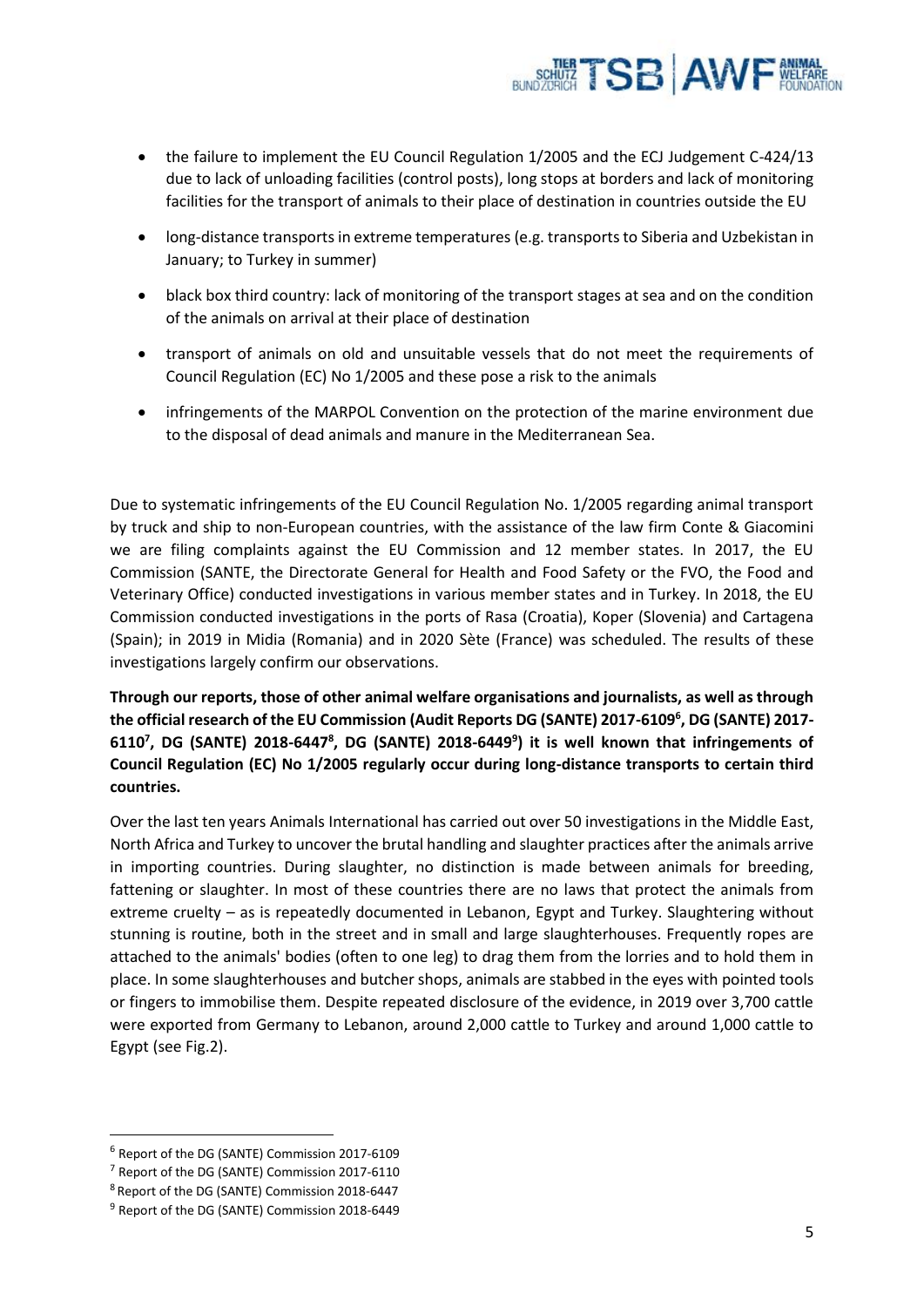- the failure to implement the EU Council Regulation 1/2005 and the ECJ Judgement C-424/13 due to lack of unloading facilities (control posts), long stops at borders and lack of monitoring facilities for the transport of animals to their place of destination in countries outside the EU
- long-distance transports in extreme temperatures (e.g. transports to Siberia and Uzbekistan in January; to Turkey in summer)
- black box third country: lack of monitoring of the transport stages at sea and on the condition of the animals on arrival at their place of destination
- transport of animals on old and unsuitable vessels that do not meet the requirements of Council Regulation (EC) No 1/2005 and these pose a risk to the animals
- infringements of the MARPOL Convention on the protection of the marine environment due to the disposal of dead animals and manure in the Mediterranean Sea.

Due to systematic infringements of the EU Council Regulation No. 1/2005 regarding animal transport by truck and ship to non-European countries, with the assistance of the law firm Conte & Giacomini we are filing complaints against the EU Commission and 12 member states. In 2017, the EU Commission (SANTE, the Directorate General for Health and Food Safety or the FVO, the Food and Veterinary Office) conducted investigations in various member states and in Turkey. In 2018, the EU Commission conducted investigations in the ports of Rasa (Croatia), Koper (Slovenia) and Cartagena (Spain); in 2019 in Midia (Romania) and in 2020 Sète (France) was scheduled. The results of these investigations largely confirm our observations.

**Through our reports, those of other animal welfare organisations and journalists, as well as through the official research of the EU Commission (Audit Reports DG (SANTE) 2017-6109[6], DG (SANTE) 2017-6110[7], DG (SANTE) 2018-6447[8], DG (SANTE) 2018-6449[9]) it is well known that infringements of Council Regulation (EC) No 1/2005 regularly occur during long-distance transports to certain third countries.**

Over the last ten years Animals International has carried out over 50 investigations in the Middle East, North Africa and Turkey to uncover the brutal handling and slaughter practices after the animals arrive in importing countries. During slaughter, no distinction is made between animals for breeding, fattening or slaughter. In most of these countries there are no laws that protect the animals from extreme cruelty – as is repeatedly documented in Lebanon, Egypt and Turkey. Slaughtering without stunning is routine, both in the street and in small and large slaughterhouses. Frequently ropes are attached to the animals' bodies (often to one leg) to drag them from the lorries and to hold them in place. In some slaughterhouses and butcher shops, animals are stabbed in the eyes with pointed tools or fingers to immobilise them. Despite repeated disclosure of the evidence, in 2019 over 3,700 cattle were exported from Germany to Lebanon, around 2,000 cattle to Turkey and around 1,000 cattle to Egypt (see Fig.2).

---

[6] Report of the DG (SANTE) Commission 2017-6109

[7] Report of the DG (SANTE) Commission 2017-6110

[8] Report of the DG (SANTE) Commission 2018-6447

[9] Report of the DG (SANTE) Commission 2018-6449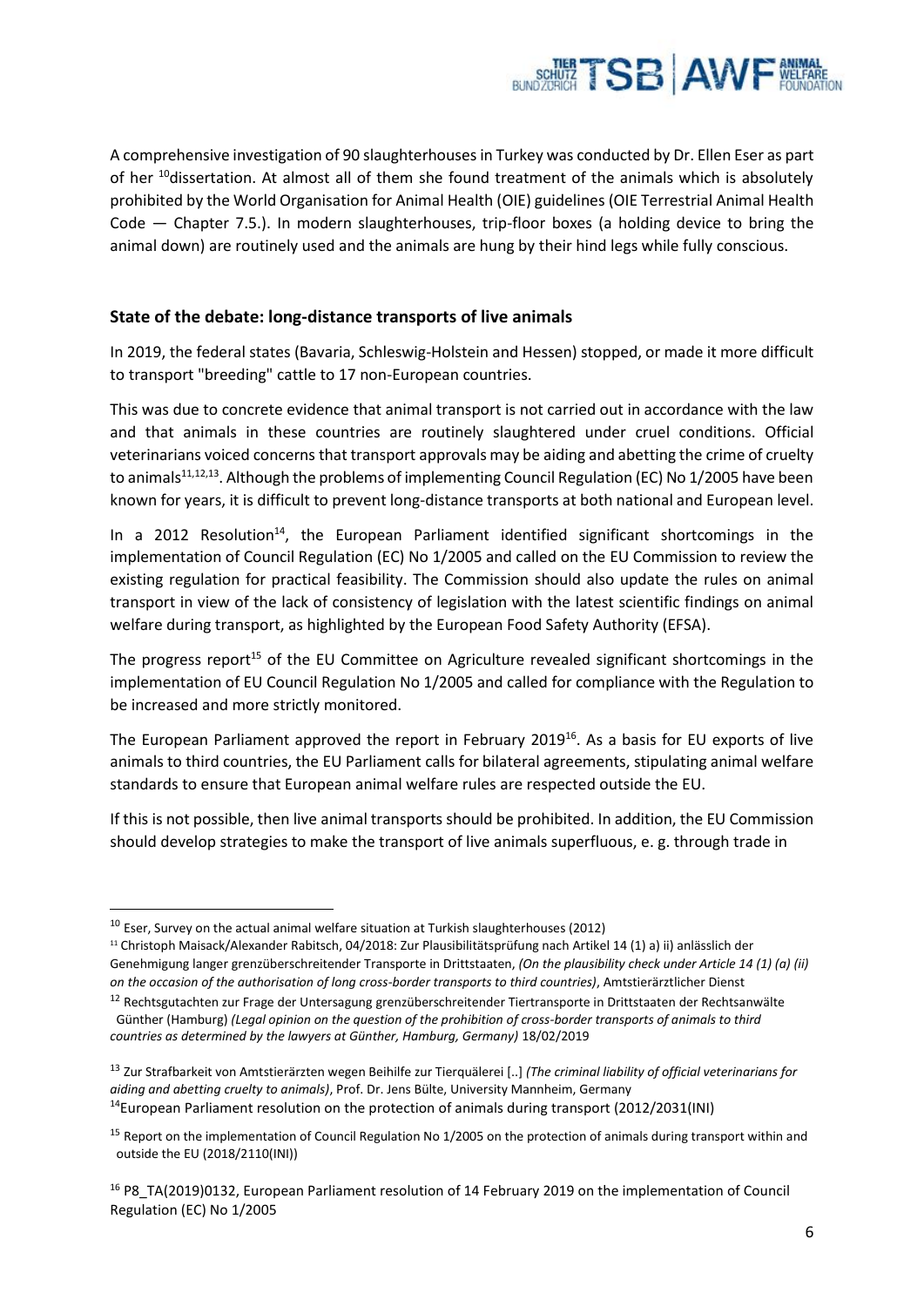A comprehensive investigation of 90 slaughterhouses in Turkey was conducted by Dr. Ellen Eser as part of her [10]dissertation. At almost all of them she found treatment of the animals which is absolutely prohibited by the World Organisation for Animal Health (OIE) guidelines (OIE Terrestrial Animal Health Code — Chapter 7.5.). In modern slaughterhouses, trip-floor boxes (a holding device to bring the animal down) are routinely used and the animals are hung by their hind legs while fully conscious.

## State of the debate: long-distance transports of live animals

In 2019, the federal states (Bavaria, Schleswig-Holstein and Hessen) stopped, or made it more difficult to transport "breeding" cattle to 17 non-European countries.

This was due to concrete evidence that animal transport is not carried out in accordance with the law and that animals in these countries are routinely slaughtered under cruel conditions. Official veterinarians voiced concerns that transport approvals may be aiding and abetting the crime of cruelty to animals[11,12,13]. Although the problems of implementing Council Regulation (EC) No 1/2005 have been known for years, it is difficult to prevent long-distance transports at both national and European level.

In a 2012 Resolution[14], the European Parliament identified significant shortcomings in the implementation of Council Regulation (EC) No 1/2005 and called on the EU Commission to review the existing regulation for practical feasibility. The Commission should also update the rules on animal transport in view of the lack of consistency of legislation with the latest scientific findings on animal welfare during transport, as highlighted by the European Food Safety Authority (EFSA).

The progress report[15] of the EU Committee on Agriculture revealed significant shortcomings in the implementation of EU Council Regulation No 1/2005 and called for compliance with the Regulation to be increased and more strictly monitored.

The European Parliament approved the report in February 2019[16]. As a basis for EU exports of live animals to third countries, the EU Parliament calls for bilateral agreements, stipulating animal welfare standards to ensure that European animal welfare rules are respected outside the EU.

If this is not possible, then live animal transports should be prohibited. In addition, the EU Commission should develop strategies to make the transport of live animals superfluous, e. g. through trade in

---

[10] Eser, Survey on the actual animal welfare situation at Turkish slaughterhouses (2012)

[11] Christoph Maisack/Alexander Rabitsch, 04/2018: Zur Plausibilitätsprüfung nach Artikel 14 (1) a) ii) anlässlich der Genehmigung langer grenzüberschreitender Transporte in Drittstaaten, *(On the plausibility check under Article 14 (1) (a) (ii) on the occasion of the authorisation of long cross-border transports to third countries)*, Amtstierärztlicher Dienst

[12] Rechtsgutachten zur Frage der Untersagung grenzüberschreitender Tiertransporte in Drittstaaten der Rechtsanwälte Günther (Hamburg) *(Legal opinion on the question of the prohibition of cross-border transports of animals to third countries as determined by the lawyers at Günther, Hamburg, Germany)* 18/02/2019

[13] Zur Strafbarkeit von Amtstierärzten wegen Beihilfe zur Tierquälerei [..] *(The criminal liability of official veterinarians for aiding and abetting cruelty to animals)*, Prof. Dr. Jens Bülte, University Mannheim, Germany

[14] European Parliament resolution on the protection of animals during transport (2012/2031(INI)

[15] Report on the implementation of Council Regulation No 1/2005 on the protection of animals during transport within and outside the EU (2018/2110(INI))

[16] P8_TA(2019)0132, European Parliament resolution of 14 February 2019 on the implementation of Council Regulation (EC) No 1/2005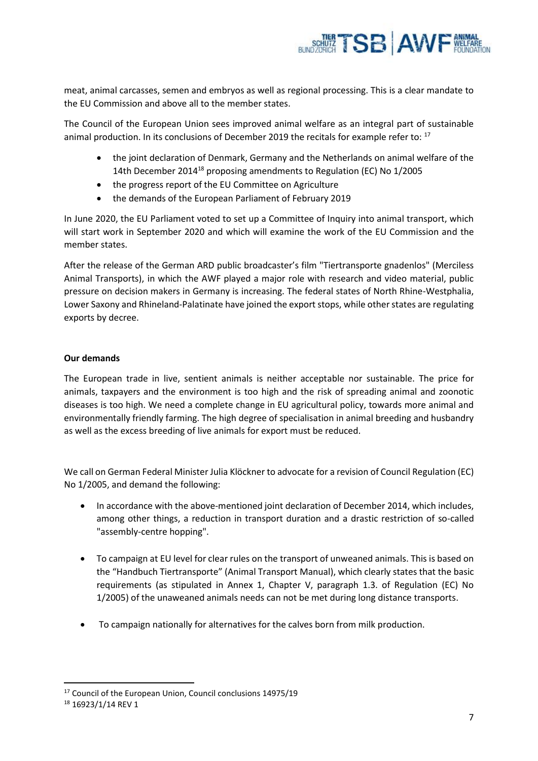meat, animal carcasses, semen and embryos as well as regional processing. This is a clear mandate to the EU Commission and above all to the member states.

The Council of the European Union sees improved animal welfare as an integral part of sustainable animal production. In its conclusions of December 2019 the recitals for example refer to: [17]

- the joint declaration of Denmark, Germany and the Netherlands on animal welfare of the 14th December 2014[18] proposing amendments to Regulation (EC) No 1/2005
- the progress report of the EU Committee on Agriculture
- the demands of the European Parliament of February 2019

In June 2020, the EU Parliament voted to set up a Committee of Inquiry into animal transport, which will start work in September 2020 and which will examine the work of the EU Commission and the member states.

After the release of the German ARD public broadcaster's film "Tiertransporte gnadenlos" (Merciless Animal Transports), in which the AWF played a major role with research and video material, public pressure on decision makers in Germany is increasing. The federal states of North Rhine-Westphalia, Lower Saxony and Rhineland-Palatinate have joined the export stops, while other states are regulating exports by decree.

**Our demands**

The European trade in live, sentient animals is neither acceptable nor sustainable. The price for animals, taxpayers and the environment is too high and the risk of spreading animal and zoonotic diseases is too high. We need a complete change in EU agricultural policy, towards more animal and environmentally friendly farming. The high degree of specialisation in animal breeding and husbandry as well as the excess breeding of live animals for export must be reduced.

We call on German Federal Minister Julia Klöckner to advocate for a revision of Council Regulation (EC) No 1/2005, and demand the following:

- In accordance with the above-mentioned joint declaration of December 2014, which includes, among other things, a reduction in transport duration and a drastic restriction of so-called "assembly-centre hopping".
- To campaign at EU level for clear rules on the transport of unweaned animals. This is based on the "Handbuch Tiertransporte" (Animal Transport Manual), which clearly states that the basic requirements (as stipulated in Annex 1, Chapter V, paragraph 1.3. of Regulation (EC) No 1/2005) of the unaweaned animals needs can not be met during long distance transports.
- To campaign nationally for alternatives for the calves born from milk production.

[17] Council of the European Union, Council conclusions 14975/19

[18] 16923/1/14 REV 1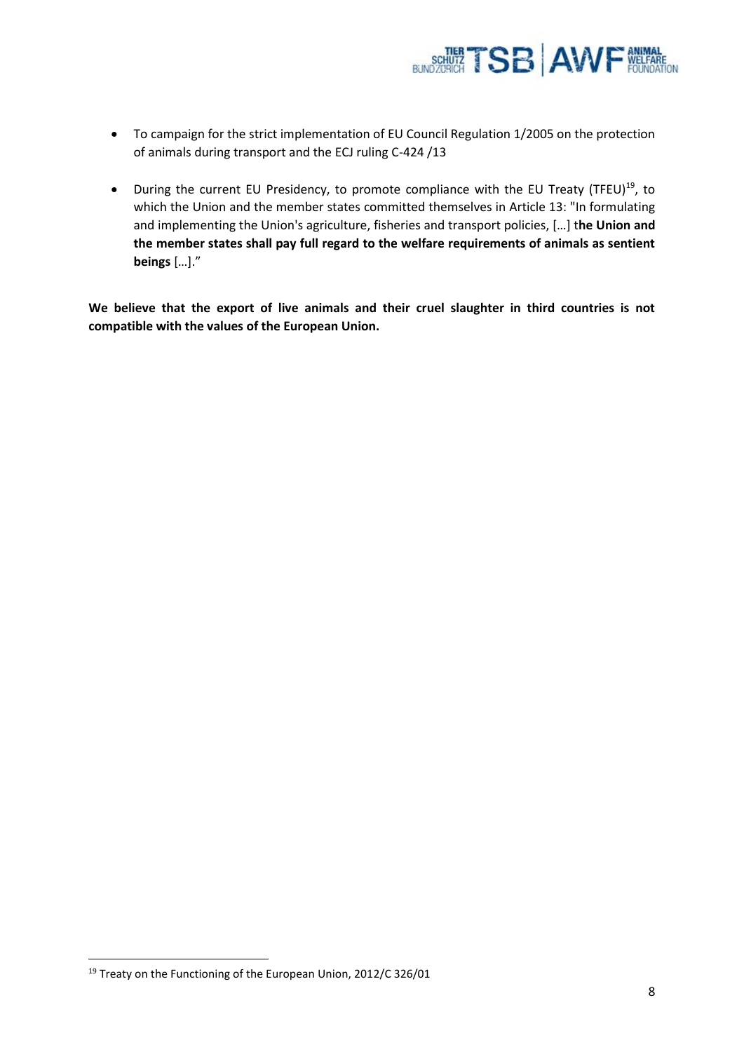- To campaign for the strict implementation of EU Council Regulation 1/2005 on the protection of animals during transport and the ECJ ruling C-424 /13
- During the current EU Presidency, to promote compliance with the EU Treaty (TFEU)[19], to which the Union and the member states committed themselves in Article 13: "In formulating and implementing the Union's agriculture, fisheries and transport policies, […] t**he Union and the member states shall pay full regard to the welfare requirements of animals as sentient beings** […]."

**We believe that the export of live animals and their cruel slaughter in third countries is not compatible with the values of the European Union.**

[19] Treaty on the Functioning of the European Union, 2012/C 326/01